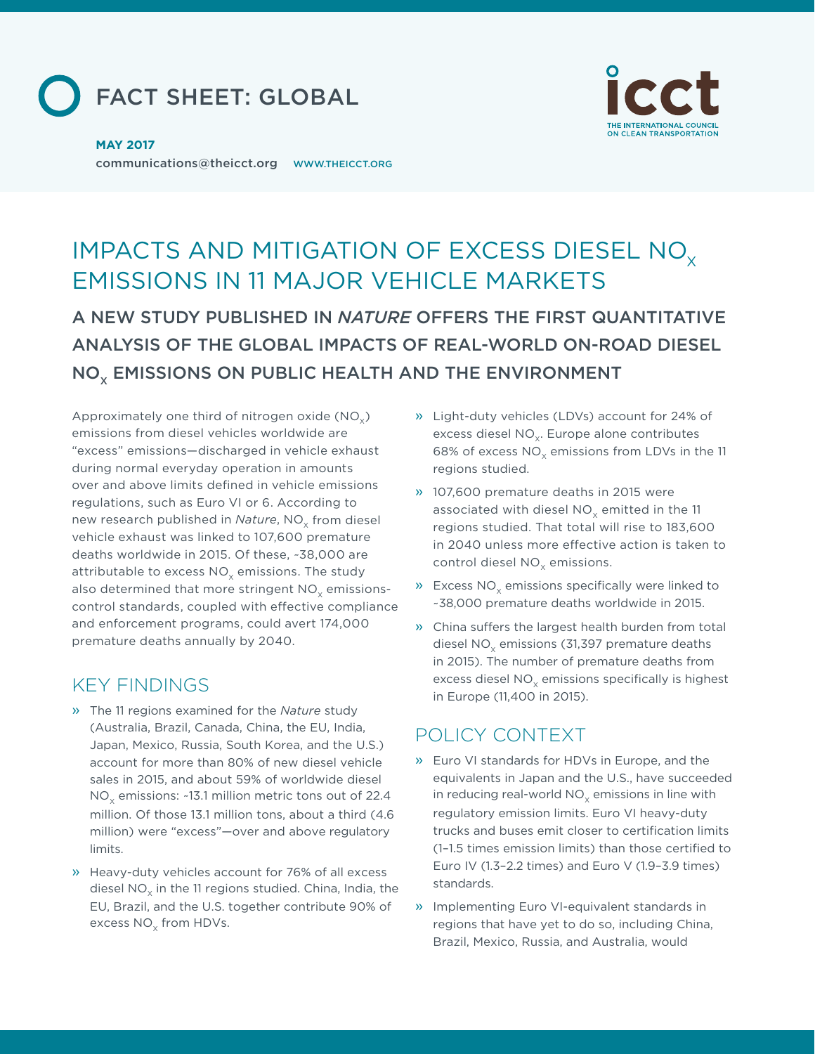FACT SHEET: GLOBAL

**MAY 2017**

communications@theicct.org WWW.THEICCT.ORG

# IMPACTS AND MITIGATION OF EXCESS DIESEL $NO_x$ EMISSIONS IN 11 MAJOR VEHICLE MARKETS

## A NEW STUDY PUBLISHED IN *NATURE* OFFERS THE FIRST QUANTITATIVE ANALYSIS OF THE GLOBAL IMPACTS OF REAL-WORLD ON-ROAD DIESEL $NO_x$ EMISSIONS ON PUBLIC HEALTH AND THE ENVIRONMENT

Approximately one third of nitrogen oxide ($NO_x$) emissions from diesel vehicles worldwide are "excess" emissions—discharged in vehicle exhaust during normal everyday operation in amounts over and above limits defined in vehicle emissions regulations, such as Euro VI or 6. According to new research published in *Nature*, $NO_x$ from diesel vehicle exhaust was linked to 107,600 premature deaths worldwide in 2015. Of these, ~38,000 are attributable to excess $NO_x$ emissions. The study also determined that more stringent $NO_x$ emissions-control standards, coupled with effective compliance and enforcement programs, could avert 174,000 premature deaths annually by 2040.

## KEY FINDINGS

- The 11 regions examined for the *Nature* study (Australia, Brazil, Canada, China, the EU, India, Japan, Mexico, Russia, South Korea, and the U.S.) account for more than 80% of new diesel vehicle sales in 2015, and about 59% of worldwide diesel $NO_x$ emissions: ~13.1 million metric tons out of 22.4 million. Of those 13.1 million tons, about a third (4.6 million) were "excess"—over and above regulatory limits.
- Heavy-duty vehicles account for 76% of all excess diesel $NO_x$ in the 11 regions studied. China, India, the EU, Brazil, and the U.S. together contribute 90% of excess $NO_x$ from HDVs.
- Light-duty vehicles (LDVs) account for 24% of excess diesel $NO_x$. Europe alone contributes 68% of excess $NO_x$ emissions from LDVs in the 11 regions studied.
- 107,600 premature deaths in 2015 were associated with diesel $NO_x$ emitted in the 11 regions studied. That total will rise to 183,600 in 2040 unless more effective action is taken to control diesel $NO_x$ emissions.
- Excess $NO_x$ emissions specifically were linked to ~38,000 premature deaths worldwide in 2015.
- China suffers the largest health burden from total diesel $NO_x$ emissions (31,397 premature deaths in 2015). The number of premature deaths from excess diesel $NO_x$ emissions specifically is highest in Europe (11,400 in 2015).

## POLICY CONTEXT

- Euro VI standards for HDVs in Europe, and the equivalents in Japan and the U.S., have succeeded in reducing real-world $NO_x$ emissions in line with regulatory emission limits. Euro VI heavy-duty trucks and buses emit closer to certification limits (1–1.5 times emission limits) than those certified to Euro IV (1.3–2.2 times) and Euro V (1.9–3.9 times) standards.
- Implementing Euro VI-equivalent standards in regions that have yet to do so, including China, Brazil, Mexico, Russia, and Australia, would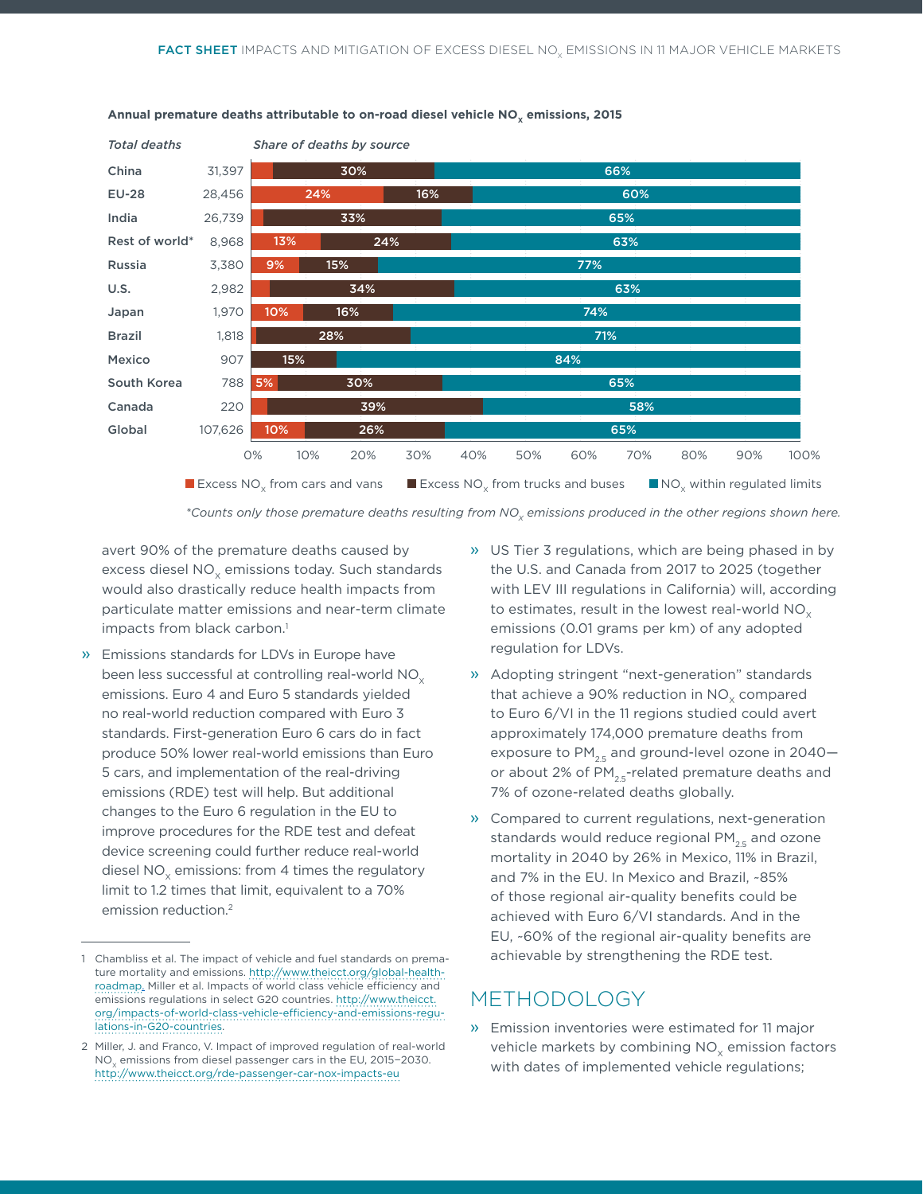**Annual premature deaths attributable to on-road diesel vehicle $NO_x$ emissions, 2015**

| Region | Total deaths | Excess $NO_x$ from cars and vans | Excess $NO_x$ from trucks and buses | $NO_x$ within regulated limits |
|---|---|---|---|---|
| China | 31,397 | | 30% | 66% |
| EU-28 | 28,456 | 24% | 16% | 60% |
| India | 26,739 | | 33% | 65% |
| Rest of world* | 8,968 | 13% | 24% | 63% |
| Russia | 3,380 | 9% | 15% | 77% |
| U.S. | 2,982 | | 34% | 63% |
| Japan | 1,970 | 10% | 16% | 74% |
| Brazil | 1,818 | | 28% | 71% |
| Mexico | 907 | | 15% | 84% |
| South Korea | 788 | 5% | 30% | 65% |
| Canada | 220 | | 39% | 58% |
| Global | 107,626 | 10% | 26% | 65% |

*Counts only those premature deaths resulting from $NO_x$ emissions produced in the other regions shown here.*

avert 90% of the premature deaths caused by excess diesel $NO_x$ emissions today. Such standards would also drastically reduce health impacts from particulate matter emissions and near-term climate impacts from black carbon.[1]

- Emissions standards for LDVs in Europe have been less successful at controlling real-world $NO_x$ emissions. Euro 4 and Euro 5 standards yielded no real-world reduction compared with Euro 3 standards. First-generation Euro 6 cars do in fact produce 50% lower real-world emissions than Euro 5 cars, and implementation of the real-driving emissions (RDE) test will help. But additional changes to the Euro 6 regulation in the EU to improve procedures for the RDE test and defeat device screening could further reduce real-world diesel $NO_x$ emissions: from 4 times the regulatory limit to 1.2 times that limit, equivalent to a 70% emission reduction.[2]
- US Tier 3 regulations, which are being phased in by the U.S. and Canada from 2017 to 2025 (together with LEV III regulations in California) will, according to estimates, result in the lowest real-world $NO_x$ emissions (0.01 grams per km) of any adopted regulation for LDVs.
- Adopting stringent "next-generation" standards that achieve a 90% reduction in $NO_x$ compared to Euro 6/VI in the 11 regions studied could avert approximately 174,000 premature deaths from exposure to $PM_{2.5}$ and ground-level ozone in 2040—or about 2% of $PM_{2.5}$-related premature deaths and 7% of ozone-related deaths globally.
- Compared to current regulations, next-generation standards would reduce regional $PM_{2.5}$ and ozone mortality in 2040 by 26% in Mexico, 11% in Brazil, and 7% in the EU. In Mexico and Brazil, ~85% of those regional air-quality benefits could be achieved with Euro 6/VI standards. And in the EU, ~60% of the regional air-quality benefits are achievable by strengthening the RDE test.

## METHODOLOGY

- Emission inventories were estimated for 11 major vehicle markets by combining $NO_x$ emission factors with dates of implemented vehicle regulations;

---

1 Chambliss et al. The impact of vehicle and fuel standards on premature mortality and emissions. http://www.theicct.org/global-health-roadmap. Miller et al. Impacts of world class vehicle efficiency and emissions regulations in select G20 countries. http://www.theicct.org/impacts-of-world-class-vehicle-efficiency-and-emissions-regulations-in-G20-countries.

2 Miller, J. and Franco, V. Impact of improved regulation of real-world $NO_x$ emissions from diesel passenger cars in the EU, 2015–2030. http://www.theicct.org/rde-passenger-car-nox-impacts-eu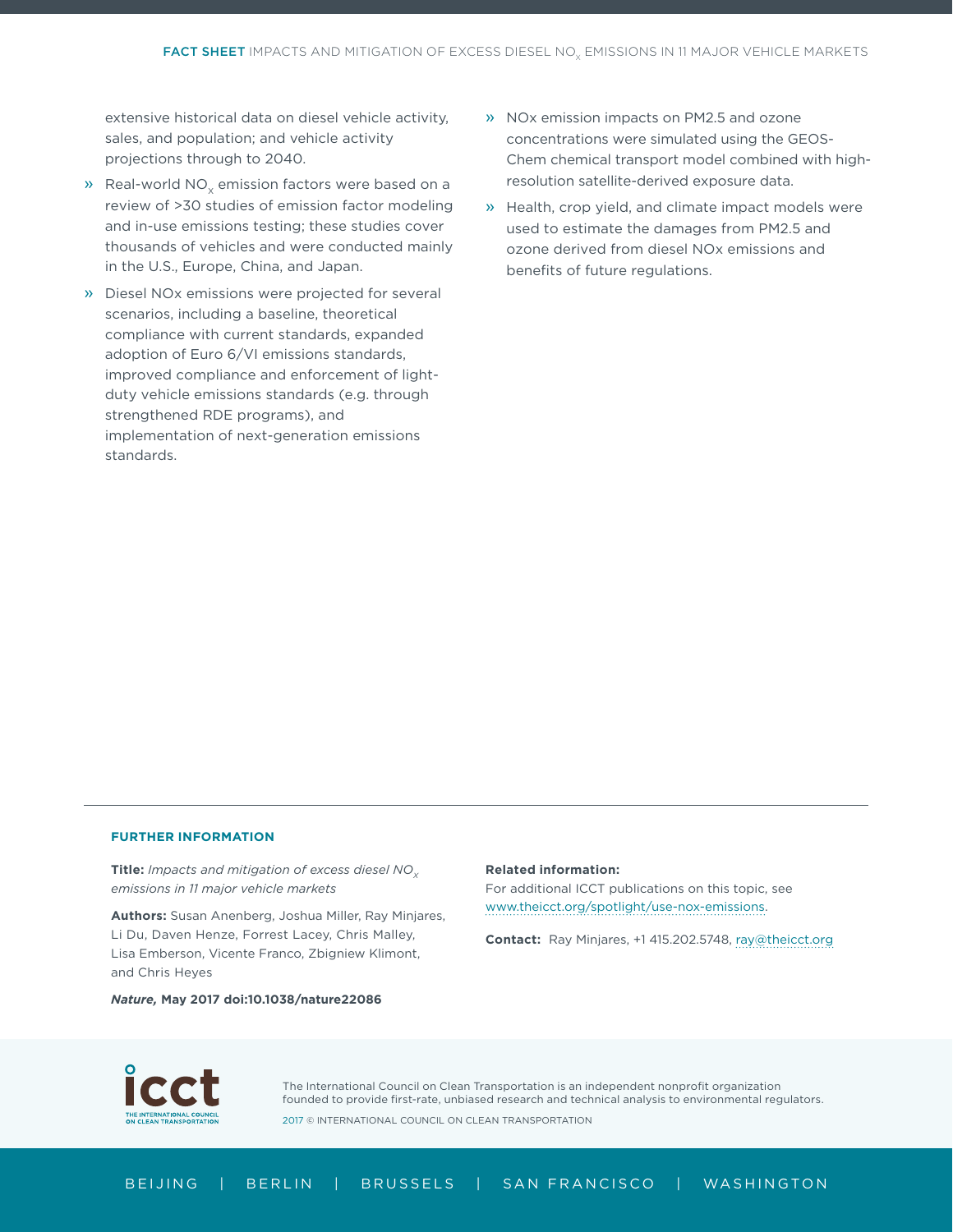extensive historical data on diesel vehicle activity, sales, and population; and vehicle activity projections through to 2040.

- Real-world $NO_x$ emission factors were based on a review of >30 studies of emission factor modeling and in-use emissions testing; these studies cover thousands of vehicles and were conducted mainly in the U.S., Europe, China, and Japan.
- Diesel NOx emissions were projected for several scenarios, including a baseline, theoretical compliance with current standards, expanded adoption of Euro 6/VI emissions standards, improved compliance and enforcement of light-duty vehicle emissions standards (e.g. through strengthened RDE programs), and implementation of next-generation emissions standards.
- NOx emission impacts on PM2.5 and ozone concentrations were simulated using the GEOS-Chem chemical transport model combined with high-resolution satellite-derived exposure data.
- Health, crop yield, and climate impact models were used to estimate the damages from PM2.5 and ozone derived from diesel NOx emissions and benefits of future regulations.

---

## FURTHER INFORMATION

**Title:** *Impacts and mitigation of excess diesel $NO_x$ emissions in 11 major vehicle markets*

**Authors:** Susan Anenberg, Joshua Miller, Ray Minjares, Li Du, Daven Henze, Forrest Lacey, Chris Malley, Lisa Emberson, Vicente Franco, Zbigniew Klimont, and Chris Heyes

***Nature,* May 2017 doi:10.1038/nature22086**

**Related information:**
For additional ICCT publications on this topic, see www.theicct.org/spotlight/use-nox-emissions.

**Contact:** Ray Minjares, +1 415.202.5748, ray@theicct.org

icct THE INTERNATIONAL COUNCIL ON CLEAN TRANSPORTATION

The International Council on Clean Transportation is an independent nonprofit organization founded to provide first-rate, unbiased research and technical analysis to environmental regulators.

2017 © INTERNATIONAL COUNCIL ON CLEAN TRANSPORTATION

BEIJING | BERLIN | BRUSSELS | SAN FRANCISCO | WASHINGTON